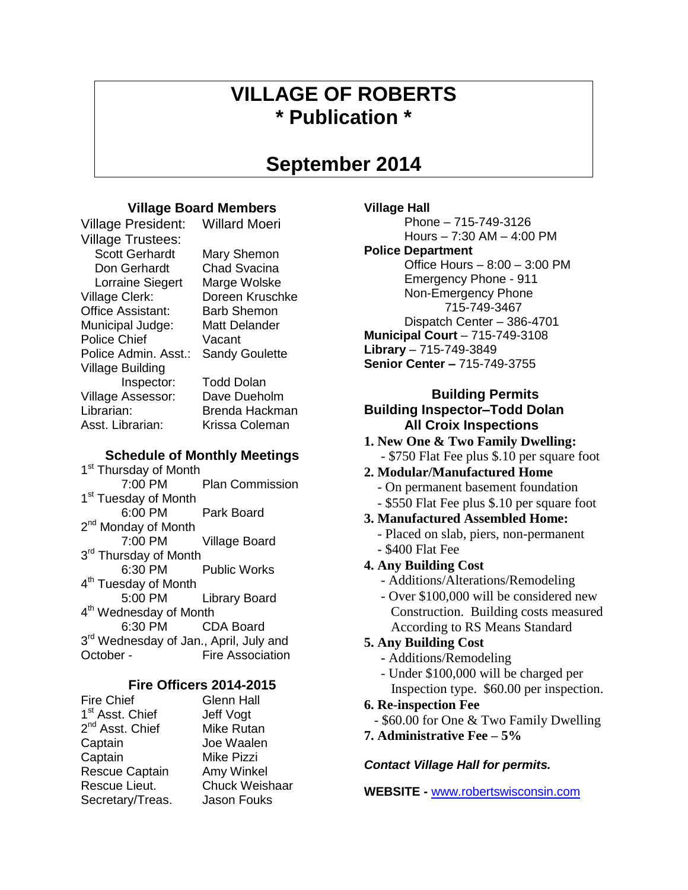# VILLAGE OF ROBERTS
# * Publication *

# September 2014

## Village Board Members

| | |
|---|---|
| Village President: | Willard Moeri |
| Village Trustees: | |
| Scott Gerhardt | Mary Shemon |
| Don Gerhardt | Chad Svacina |
| Lorraine Siegert | Marge Wolske |
| Village Clerk: | Doreen Kruschke |
| Office Assistant: | Barb Shemon |
| Municipal Judge: | Matt Delander |
| Police Chief | Vacant |
| Police Admin. Asst.: | Sandy Goulette |
| Village Building Inspector: | Todd Dolan |
| Village Assessor: | Dave Dueholm |
| Librarian: | Brenda Hackman |
| Asst. Librarian: | Krissa Coleman |

## Schedule of Monthly Meetings

1st Thursday of Month
7:00 PM Plan Commission

1st Tuesday of Month
6:00 PM Park Board

2nd Monday of Month
7:00 PM Village Board

3rd Thursday of Month
6:30 PM Public Works

4th Tuesday of Month
5:00 PM Library Board

4th Wednesday of Month
6:30 PM CDA Board

3rd Wednesday of Jan., April, July and October - Fire Association

## Fire Officers 2014-2015

| | |
|---|---|
| Fire Chief | Glenn Hall |
| 1st Asst. Chief | Jeff Vogt |
| 2nd Asst. Chief | Mike Rutan |
| Captain | Joe Waalen |
| Captain | Mike Pizzi |
| Rescue Captain | Amy Winkel |
| Rescue Lieut. | Chuck Weishaar |
| Secretary/Treas. | Jason Fouks |

**Village Hall**
Phone – 715-749-3126
Hours – 7:30 AM – 4:00 PM

**Police Department**
Office Hours – 8:00 – 3:00 PM
Emergency Phone - 911
Non-Emergency Phone
715-749-3467
Dispatch Center – 386-4701

**Municipal Court** – 715-749-3108
**Library** – 715-749-3849
**Senior Center –** 715-749-3755

## Building Permits
## Building Inspector–Todd Dolan
## All Croix Inspections

**1. New One & Two Family Dwelling:**
- $750 Flat Fee plus $.10 per square foot

**2. Modular/Manufactured Home**
- On permanent basement foundation
- $550 Flat Fee plus $.10 per square foot

**3. Manufactured Assembled Home:**
- Placed on slab, piers, non-permanent
- $400 Flat Fee

**4. Any Building Cost**
- Additions/Alterations/Remodeling
- Over $100,000 will be considered new Construction. Building costs measured According to RS Means Standard

**5. Any Building Cost**
- Additions/Remodeling
- Under $100,000 will be charged per Inspection type. $60.00 per inspection.

**6. Re-inspection Fee**
- $60.00 for One & Two Family Dwelling

**7. Administrative Fee – 5%**

***Contact Village Hall for permits.***

**WEBSITE -** www.robertswisconsin.com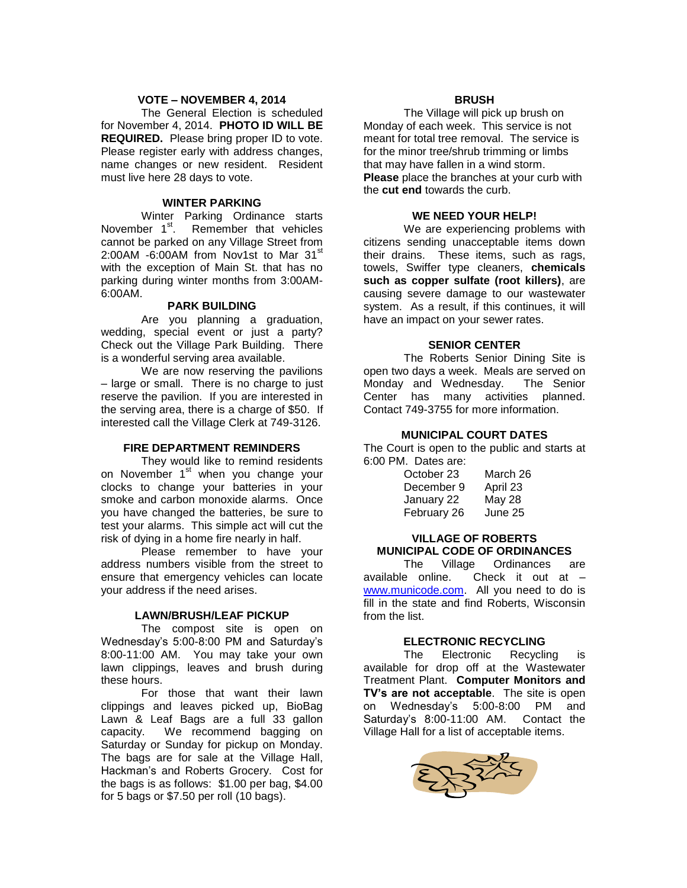## VOTE – NOVEMBER 4, 2014

The General Election is scheduled for November 4, 2014. **PHOTO ID WILL BE REQUIRED.** Please bring proper ID to vote. Please register early with address changes, name changes or new resident. Resident must live here 28 days to vote.

## WINTER PARKING

Winter Parking Ordinance starts November 1st. Remember that vehicles cannot be parked on any Village Street from 2:00AM -6:00AM from Nov1st to Mar 31st with the exception of Main St. that has no parking during winter months from 3:00AM-6:00AM.

## PARK BUILDING

Are you planning a graduation, wedding, special event or just a party? Check out the Village Park Building. There is a wonderful serving area available.

We are now reserving the pavilions – large or small. There is no charge to just reserve the pavilion. If you are interested in the serving area, there is a charge of $50. If interested call the Village Clerk at 749-3126.

## FIRE DEPARTMENT REMINDERS

They would like to remind residents on November 1st when you change your clocks to change your batteries in your smoke and carbon monoxide alarms. Once you have changed the batteries, be sure to test your alarms. This simple act will cut the risk of dying in a home fire nearly in half.

Please remember to have your address numbers visible from the street to ensure that emergency vehicles can locate your address if the need arises.

## LAWN/BRUSH/LEAF PICKUP

The compost site is open on Wednesday's 5:00-8:00 PM and Saturday's 8:00-11:00 AM. You may take your own lawn clippings, leaves and brush during these hours.

For those that want their lawn clippings and leaves picked up, BioBag Lawn & Leaf Bags are a full 33 gallon capacity. We recommend bagging on Saturday or Sunday for pickup on Monday. The bags are for sale at the Village Hall, Hackman's and Roberts Grocery. Cost for the bags is as follows: $1.00 per bag, $4.00 for 5 bags or $7.50 per roll (10 bags).

## BRUSH

The Village will pick up brush on Monday of each week. This service is not meant for total tree removal. The service is for the minor tree/shrub trimming or limbs that may have fallen in a wind storm. **Please** place the branches at your curb with the **cut end** towards the curb.

## WE NEED YOUR HELP!

We are experiencing problems with citizens sending unacceptable items down their drains. These items, such as rags, towels, Swiffer type cleaners, **chemicals such as copper sulfate (root killers)**, are causing severe damage to our wastewater system. As a result, if this continues, it will have an impact on your sewer rates.

## SENIOR CENTER

The Roberts Senior Dining Site is open two days a week. Meals are served on Monday and Wednesday. The Senior Center has many activities planned. Contact 749-3755 for more information.

## MUNICIPAL COURT DATES

The Court is open to the public and starts at 6:00 PM. Dates are:

| | |
|---|---|
| October 23 | March 26 |
| December 9 | April 23 |
| January 22 | May 28 |
| February 26 | June 25 |

## VILLAGE OF ROBERTS MUNICIPAL CODE OF ORDINANCES

The Village Ordinances are available online. Check it out at – www.municode.com. All you need to do is fill in the state and find Roberts, Wisconsin from the list.

## ELECTRONIC RECYCLING

The Electronic Recycling is available for drop off at the Wastewater Treatment Plant. **Computer Monitors and TV's are not acceptable**. The site is open on Wednesday's 5:00-8:00 PM and Saturday's 8:00-11:00 AM. Contact the Village Hall for a list of acceptable items.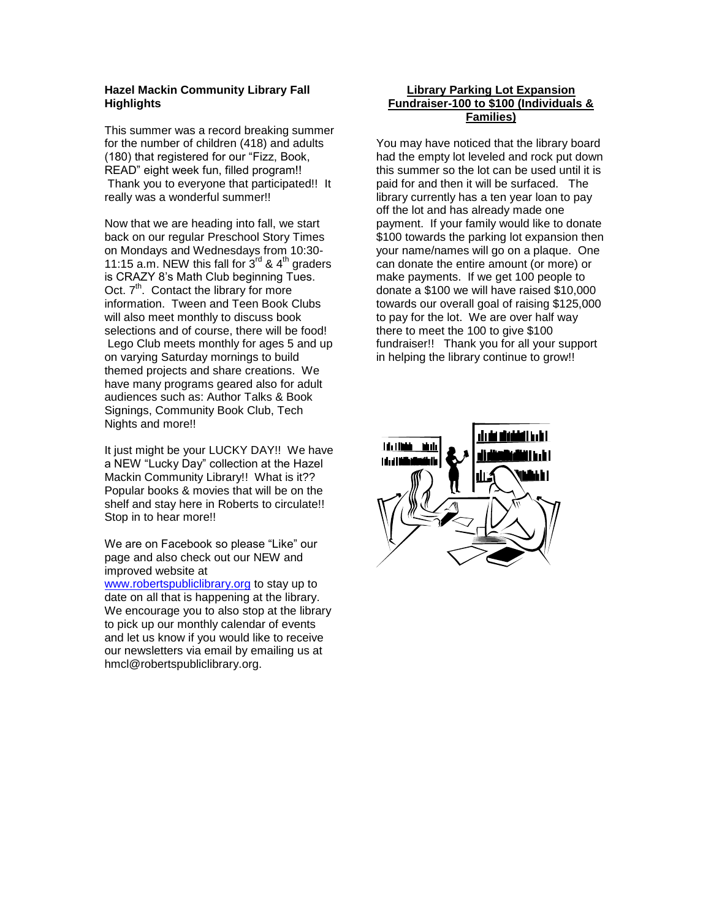**Hazel Mackin Community Library Fall Highlights**

This summer was a record breaking summer for the number of children (418) and adults (180) that registered for our "Fizz, Book, READ" eight week fun, filled program!! Thank you to everyone that participated!! It really was a wonderful summer!!

Now that we are heading into fall, we start back on our regular Preschool Story Times on Mondays and Wednesdays from 10:30-11:15 a.m. NEW this fall for 3rd & 4th graders is CRAZY 8's Math Club beginning Tues. Oct. 7th. Contact the library for more information. Tween and Teen Book Clubs will also meet monthly to discuss book selections and of course, there will be food! Lego Club meets monthly for ages 5 and up on varying Saturday mornings to build themed projects and share creations. We have many programs geared also for adult audiences such as: Author Talks & Book Signings, Community Book Club, Tech Nights and more!!

It just might be your LUCKY DAY!! We have a NEW "Lucky Day" collection at the Hazel Mackin Community Library!! What is it?? Popular books & movies that will be on the shelf and stay here in Roberts to circulate!! Stop in to hear more!!

We are on Facebook so please "Like" our page and also check out our NEW and improved website at www.robertspubliclibrary.org to stay up to date on all that is happening at the library. We encourage you to also stop at the library to pick up our monthly calendar of events and let us know if you would like to receive our newsletters via email by emailing us at hmcl@robertspubliclibrary.org.

**Library Parking Lot Expansion Fundraiser-100 to $100 (Individuals & Families)**

You may have noticed that the library board had the empty lot leveled and rock put down this summer so the lot can be used until it is paid for and then it will be surfaced. The library currently has a ten year loan to pay off the lot and has already made one payment. If your family would like to donate $100 towards the parking lot expansion then your name/names will go on a plaque. One can donate the entire amount (or more) or make payments. If we get 100 people to donate a $100 we will have raised $10,000 towards our overall goal of raising $125,000 to pay for the lot. We are over half way there to meet the 100 to give $100 fundraiser!! Thank you for all your support in helping the library continue to grow!!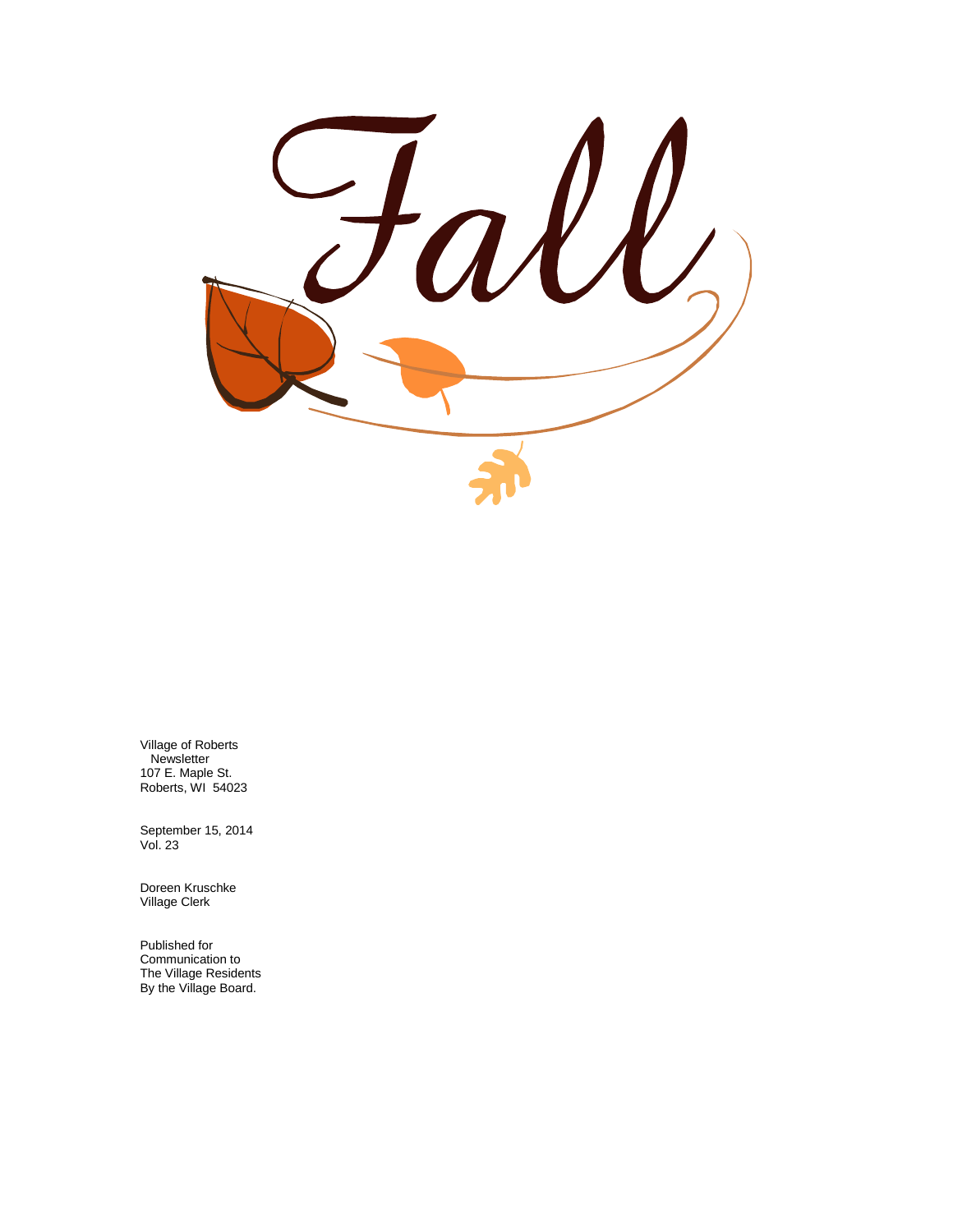# Fall

Village of Roberts
Newsletter
107 E. Maple St.
Roberts, WI 54023

September 15, 2014
Vol. 23

Doreen Kruschke
Village Clerk

Published for
Communication to
The Village Residents
By the Village Board.